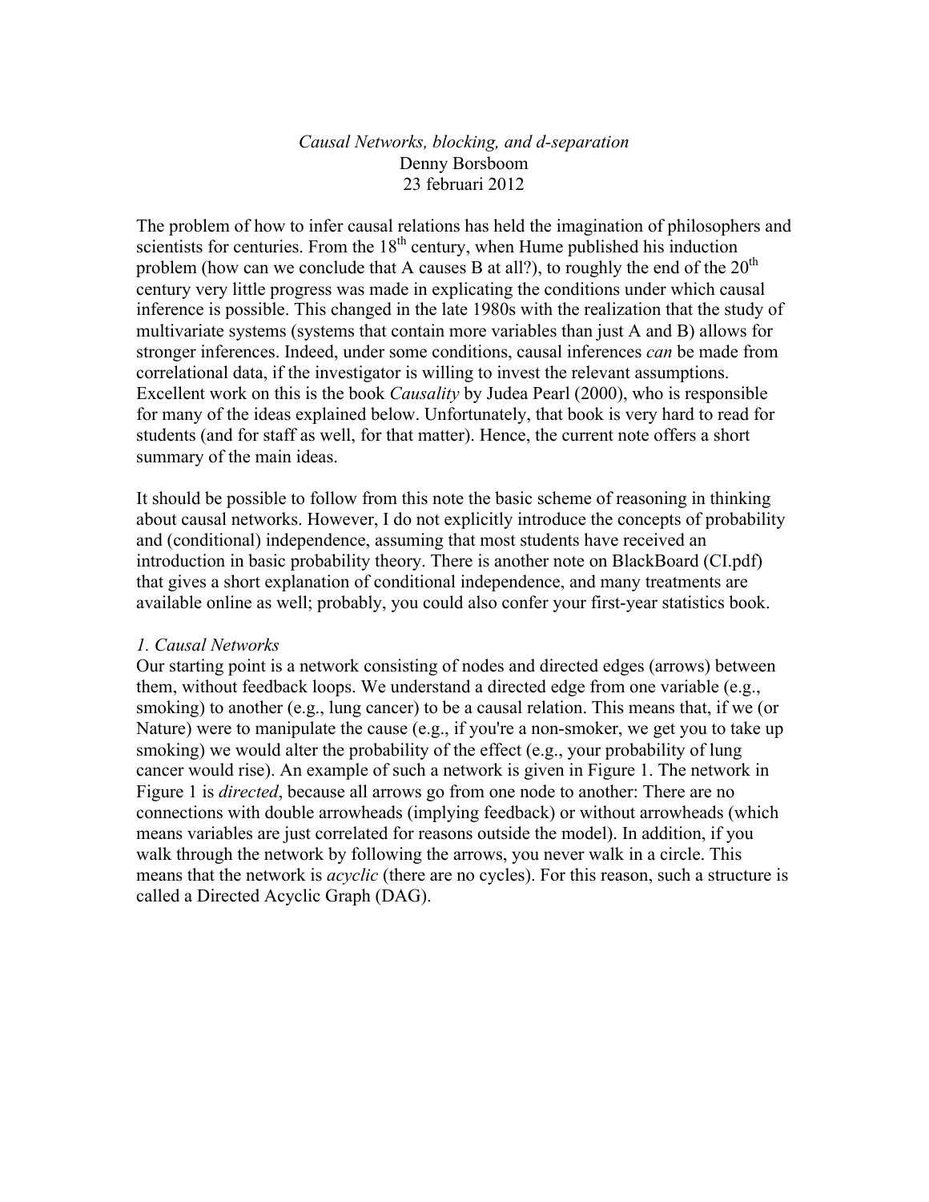# *Causal Networks, blocking, and d-separation*

Denny Borsboom

23 februari 2012

The problem of how to infer causal relations has held the imagination of philosophers and scientists for centuries. From the 18th century, when Hume published his induction problem (how can we conclude that A causes B at all?), to roughly the end of the 20th century very little progress was made in explicating the conditions under which causal inference is possible. This changed in the late 1980s with the realization that the study of multivariate systems (systems that contain more variables than just A and B) allows for stronger inferences. Indeed, under some conditions, causal inferences *can* be made from correlational data, if the investigator is willing to invest the relevant assumptions. Excellent work on this is the book *Causality* by Judea Pearl (2000), who is responsible for many of the ideas explained below. Unfortunately, that book is very hard to read for students (and for staff as well, for that matter). Hence, the current note offers a short summary of the main ideas.

It should be possible to follow from this note the basic scheme of reasoning in thinking about causal networks. However, I do not explicitly introduce the concepts of probability and (conditional) independence, assuming that most students have received an introduction in basic probability theory. There is another note on BlackBoard (CI.pdf) that gives a short explanation of conditional independence, and many treatments are available online as well; probably, you could also confer your first-year statistics book.

## *1. Causal Networks*

Our starting point is a network consisting of nodes and directed edges (arrows) between them, without feedback loops. We understand a directed edge from one variable (e.g., smoking) to another (e.g., lung cancer) to be a causal relation. This means that, if we (or Nature) were to manipulate the cause (e.g., if you're a non-smoker, we get you to take up smoking) we would alter the probability of the effect (e.g., your probability of lung cancer would rise). An example of such a network is given in Figure 1. The network in Figure 1 is *directed*, because all arrows go from one node to another: There are no connections with double arrowheads (implying feedback) or without arrowheads (which means variables are just correlated for reasons outside the model). In addition, if you walk through the network by following the arrows, you never walk in a circle. This means that the network is *acyclic* (there are no cycles). For this reason, such a structure is called a Directed Acyclic Graph (DAG).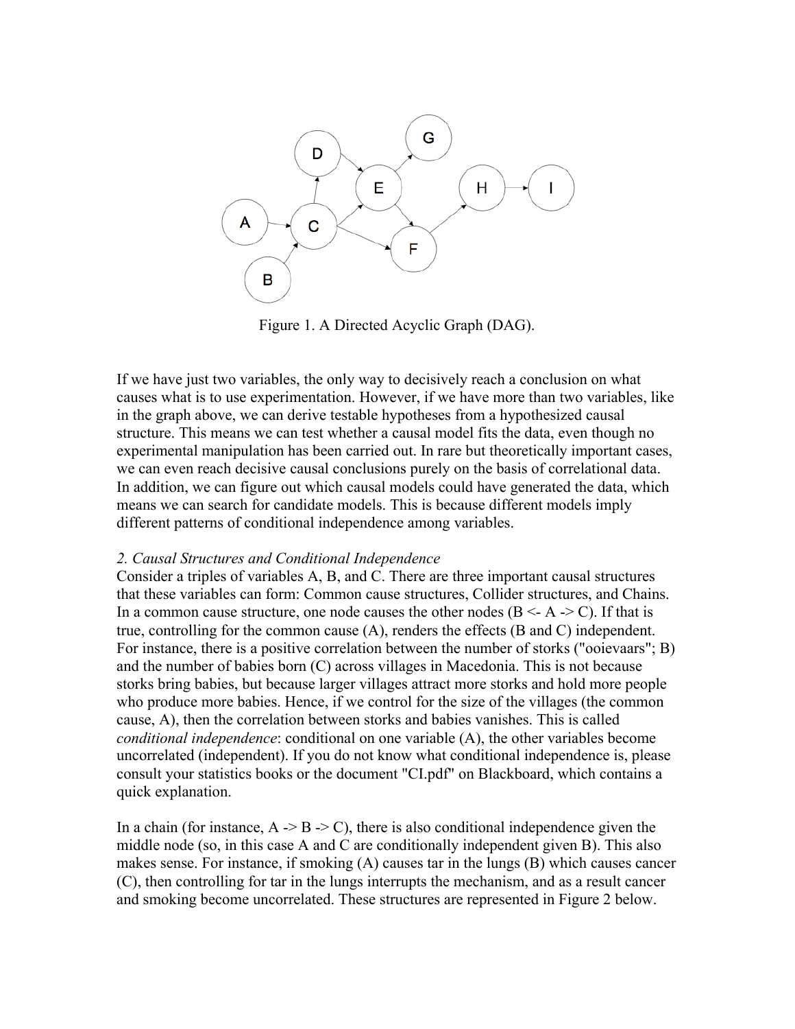Figure 1. A Directed Acyclic Graph (DAG).

If we have just two variables, the only way to decisively reach a conclusion on what causes what is to use experimentation. However, if we have more than two variables, like in the graph above, we can derive testable hypotheses from a hypothesized causal structure. This means we can test whether a causal model fits the data, even though no experimental manipulation has been carried out. In rare but theoretically important cases, we can even reach decisive causal conclusions purely on the basis of correlational data. In addition, we can figure out which causal models could have generated the data, which means we can search for candidate models. This is because different models imply different patterns of conditional independence among variables.

*2. Causal Structures and Conditional Independence*

Consider a triples of variables A, B, and C. There are three important causal structures that these variables can form: Common cause structures, Collider structures, and Chains. In a common cause structure, one node causes the other nodes (B <- A -> C). If that is true, controlling for the common cause (A), renders the effects (B and C) independent. For instance, there is a positive correlation between the number of storks ("ooievaars"; B) and the number of babies born (C) across villages in Macedonia. This is not because storks bring babies, but because larger villages attract more storks and hold more people who produce more babies. Hence, if we control for the size of the villages (the common cause, A), then the correlation between storks and babies vanishes. This is called *conditional independence*: conditional on one variable (A), the other variables become uncorrelated (independent). If you do not know what conditional independence is, please consult your statistics books or the document "CI.pdf" on Blackboard, which contains a quick explanation.

In a chain (for instance, A -> B -> C), there is also conditional independence given the middle node (so, in this case A and C are conditionally independent given B). This also makes sense. For instance, if smoking (A) causes tar in the lungs (B) which causes cancer (C), then controlling for tar in the lungs interrupts the mechanism, and as a result cancer and smoking become uncorrelated. These structures are represented in Figure 2 below.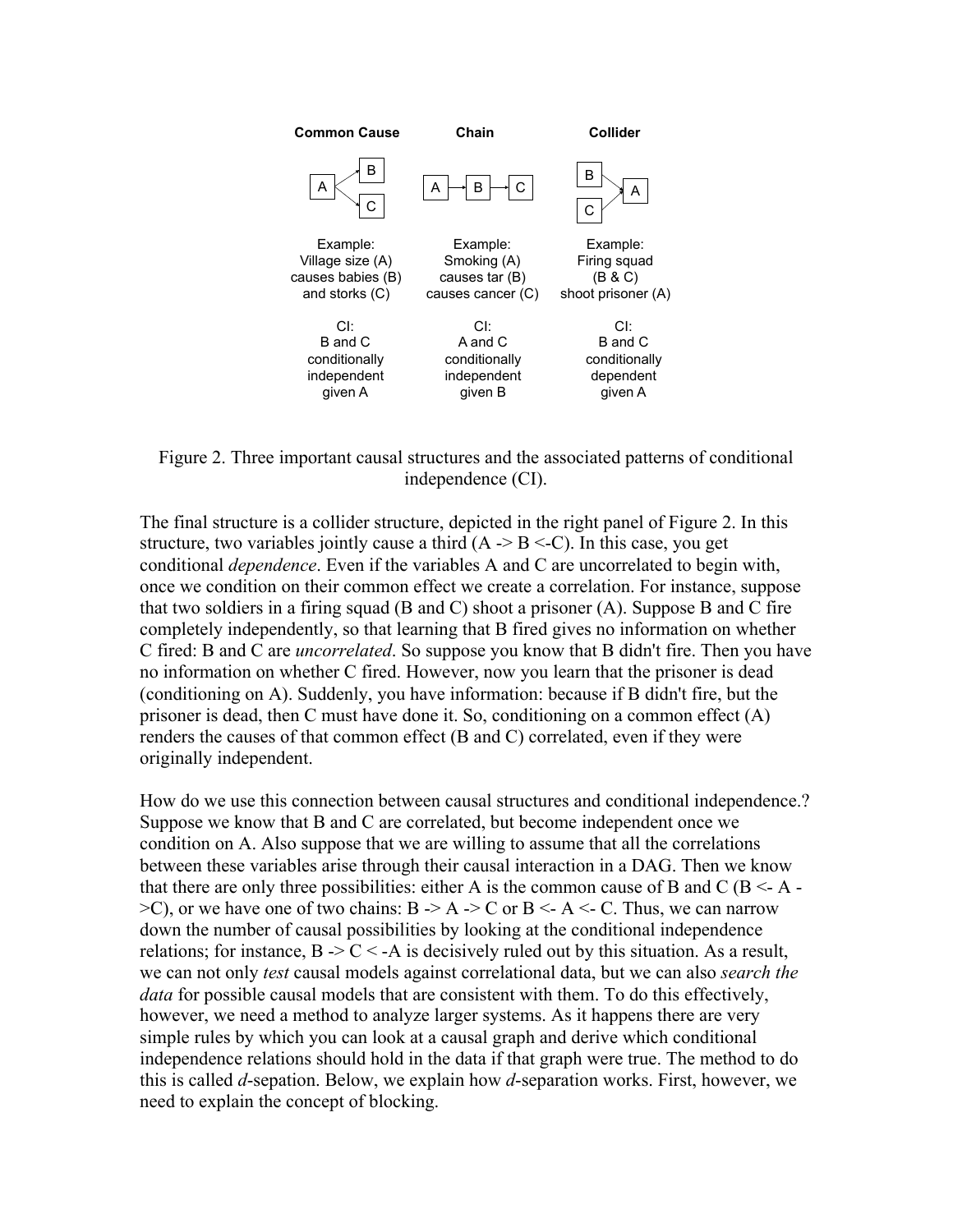**Common Cause** | **Chain** | **Collider**

| Common Cause | Chain | Collider |
|---|---|---|
| Example: Village size (A) causes babies (B) and storks (C) | Example: Smoking (A) causes tar (B) causes cancer (C) | Example: Firing squad (B & C) shoot prisoner (A) |
| CI: B and C conditionally independent given A | CI: A and C conditionally independent given B | CI: B and C conditionally dependent given A |

Figure 2. Three important causal structures and the associated patterns of conditional independence (CI).

The final structure is a collider structure, depicted in the right panel of Figure 2. In this structure, two variables jointly cause a third (A -> B <-C). In this case, you get conditional *dependence*. Even if the variables A and C are uncorrelated to begin with, once we condition on their common effect we create a correlation. For instance, suppose that two soldiers in a firing squad (B and C) shoot a prisoner (A). Suppose B and C fire completely independently, so that learning that B fired gives no information on whether C fired: B and C are *uncorrelated*. So suppose you know that B didn't fire. Then you have no information on whether C fired. However, now you learn that the prisoner is dead (conditioning on A). Suddenly, you have information: because if B didn't fire, but the prisoner is dead, then C must have done it. So, conditioning on a common effect (A) renders the causes of that common effect (B and C) correlated, even if they were originally independent.

How do we use this connection between causal structures and conditional independence.? Suppose we know that B and C are correlated, but become independent once we condition on A. Also suppose that we are willing to assume that all the correlations between these variables arise through their causal interaction in a DAG. Then we know that there are only three possibilities: either A is the common cause of B and C (B <- A ->C), or we have one of two chains: B -> A -> C or B <- A <- C. Thus, we can narrow down the number of causal possibilities by looking at the conditional independence relations; for instance, B -> C < -A is decisively ruled out by this situation. As a result, we can not only *test* causal models against correlational data, but we can also *search the data* for possible causal models that are consistent with them. To do this effectively, however, we need a method to analyze larger systems. As it happens there are very simple rules by which you can look at a causal graph and derive which conditional independence relations should hold in the data if that graph were true. The method to do this is called *d*-sepation. Below, we explain how *d*-separation works. First, however, we need to explain the concept of blocking.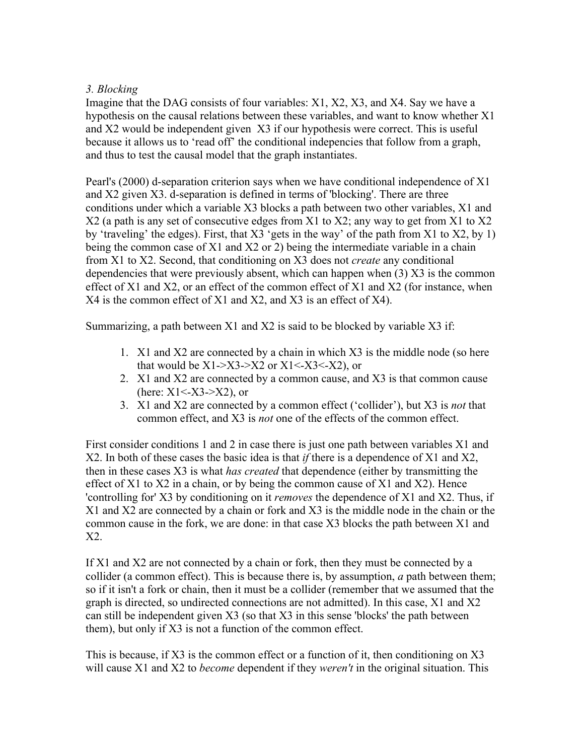*3. Blocking*

Imagine that the DAG consists of four variables: X1, X2, X3, and X4. Say we have a hypothesis on the causal relations between these variables, and want to know whether X1 and X2 would be independent given X3 if our hypothesis were correct. This is useful because it allows us to 'read off' the conditional indepencies that follow from a graph, and thus to test the causal model that the graph instantiates.

Pearl's (2000) d-separation criterion says when we have conditional independence of X1 and X2 given X3. d-separation is defined in terms of 'blocking'. There are three conditions under which a variable X3 blocks a path between two other variables, X1 and X2 (a path is any set of consecutive edges from X1 to X2; any way to get from X1 to X2 by 'traveling' the edges). First, that X3 'gets in the way' of the path from X1 to X2, by 1) being the common case of X1 and X2 or 2) being the intermediate variable in a chain from X1 to X2. Second, that conditioning on X3 does not *create* any conditional dependencies that were previously absent, which can happen when (3) X3 is the common effect of X1 and X2, or an effect of the common effect of X1 and X2 (for instance, when X4 is the common effect of X1 and X2, and X3 is an effect of X4).

Summarizing, a path between X1 and X2 is said to be blocked by variable X3 if:

1. X1 and X2 are connected by a chain in which X3 is the middle node (so here that would be X1->X3->X2 or X1<-X3<-X2), or
2. X1 and X2 are connected by a common cause, and X3 is that common cause (here: X1<-X3->X2), or
3. X1 and X2 are connected by a common effect ('collider'), but X3 is *not* that common effect, and X3 is *not* one of the effects of the common effect.

First consider conditions 1 and 2 in case there is just one path between variables X1 and X2. In both of these cases the basic idea is that *if* there is a dependence of X1 and X2, then in these cases X3 is what *has created* that dependence (either by transmitting the effect of X1 to X2 in a chain, or by being the common cause of X1 and X2). Hence 'controlling for' X3 by conditioning on it *removes* the dependence of X1 and X2. Thus, if X1 and X2 are connected by a chain or fork and X3 is the middle node in the chain or the common cause in the fork, we are done: in that case X3 blocks the path between X1 and X2.

If X1 and X2 are not connected by a chain or fork, then they must be connected by a collider (a common effect). This is because there is, by assumption, *a* path between them; so if it isn't a fork or chain, then it must be a collider (remember that we assumed that the graph is directed, so undirected connections are not admitted). In this case, X1 and X2 can still be independent given X3 (so that X3 in this sense 'blocks' the path between them), but only if X3 is not a function of the common effect.

This is because, if X3 is the common effect or a function of it, then conditioning on X3 will cause X1 and X2 to *become* dependent if they *weren't* in the original situation. This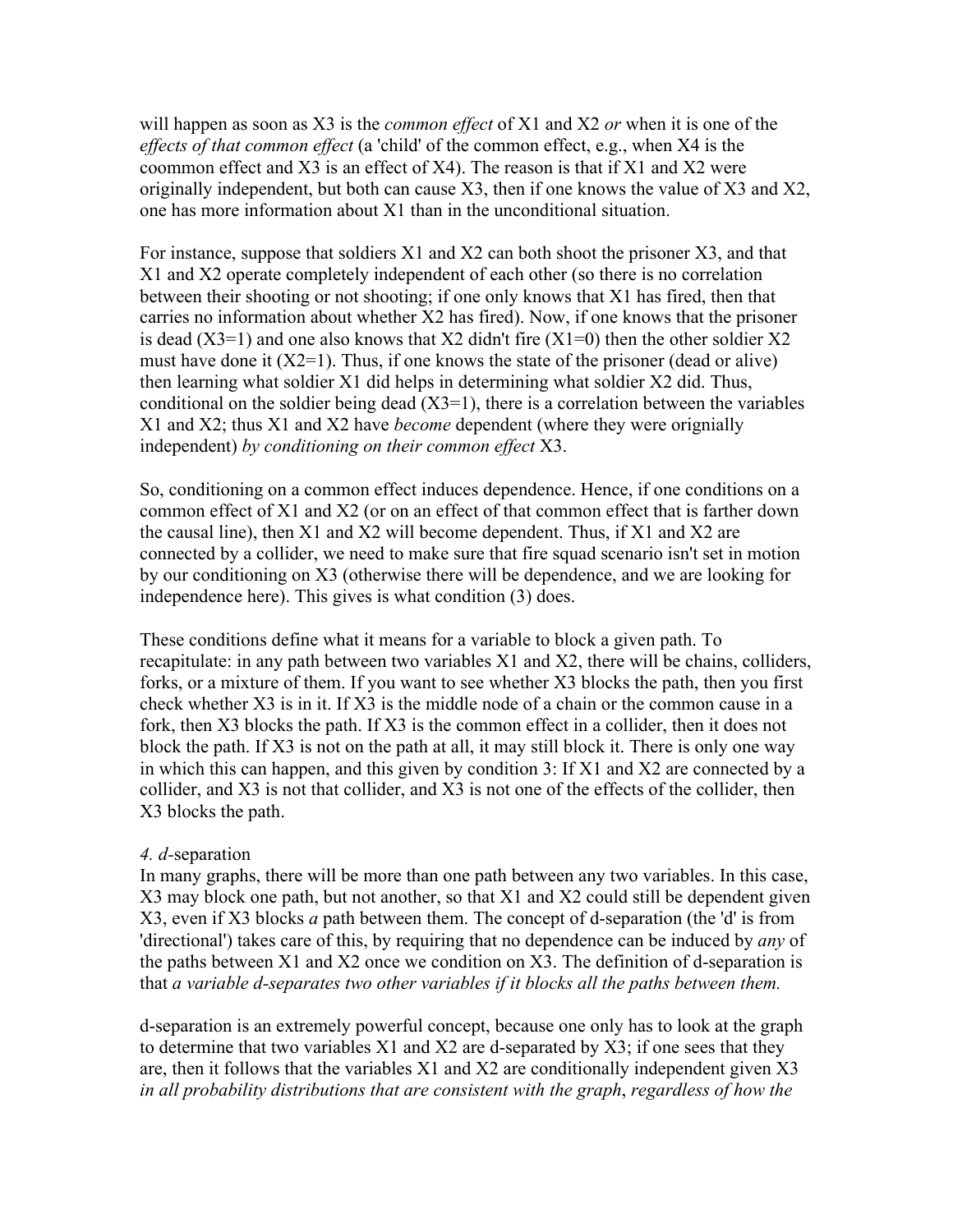will happen as soon as X3 is the *common effect* of X1 and X2 *or* when it is one of the *effects of that common effect* (a 'child' of the common effect, e.g., when X4 is the coommon effect and X3 is an effect of X4). The reason is that if X1 and X2 were originally independent, but both can cause X3, then if one knows the value of X3 and X2, one has more information about X1 than in the unconditional situation.

For instance, suppose that soldiers X1 and X2 can both shoot the prisoner X3, and that X1 and X2 operate completely independent of each other (so there is no correlation between their shooting or not shooting; if one only knows that X1 has fired, then that carries no information about whether X2 has fired). Now, if one knows that the prisoner is dead (X3=1) and one also knows that X2 didn't fire (X1=0) then the other soldier X2 must have done it (X2=1). Thus, if one knows the state of the prisoner (dead or alive) then learning what soldier X1 did helps in determining what soldier X2 did. Thus, conditional on the soldier being dead (X3=1), there is a correlation between the variables X1 and X2; thus X1 and X2 have *become* dependent (where they were orignially independent) *by conditioning on their common effect* X3.

So, conditioning on a common effect induces dependence. Hence, if one conditions on a common effect of X1 and X2 (or on an effect of that common effect that is farther down the causal line), then X1 and X2 will become dependent. Thus, if X1 and X2 are connected by a collider, we need to make sure that fire squad scenario isn't set in motion by our conditioning on X3 (otherwise there will be dependence, and we are looking for independence here). This gives is what condition (3) does.

These conditions define what it means for a variable to block a given path. To recapitulate: in any path between two variables X1 and X2, there will be chains, colliders, forks, or a mixture of them. If you want to see whether X3 blocks the path, then you first check whether X3 is in it. If X3 is the middle node of a chain or the common cause in a fork, then X3 blocks the path. If X3 is the common effect in a collider, then it does not block the path. If X3 is not on the path at all, it may still block it. There is only one way in which this can happen, and this given by condition 3: If X1 and X2 are connected by a collider, and X3 is not that collider, and X3 is not one of the effects of the collider, then X3 blocks the path.

*4. d-*separation

In many graphs, there will be more than one path between any two variables. In this case, X3 may block one path, but not another, so that X1 and X2 could still be dependent given X3, even if X3 blocks *a* path between them. The concept of d-separation (the 'd' is from 'directional') takes care of this, by requiring that no dependence can be induced by *any* of the paths between X1 and X2 once we condition on X3. The definition of d-separation is that *a variable d-separates two other variables if it blocks all the paths between them.*

d-separation is an extremely powerful concept, because one only has to look at the graph to determine that two variables X1 and X2 are d-separated by X3; if one sees that they are, then it follows that the variables X1 and X2 are conditionally independent given X3 *in all probability distributions that are consistent with the graph*, *regardless of how the*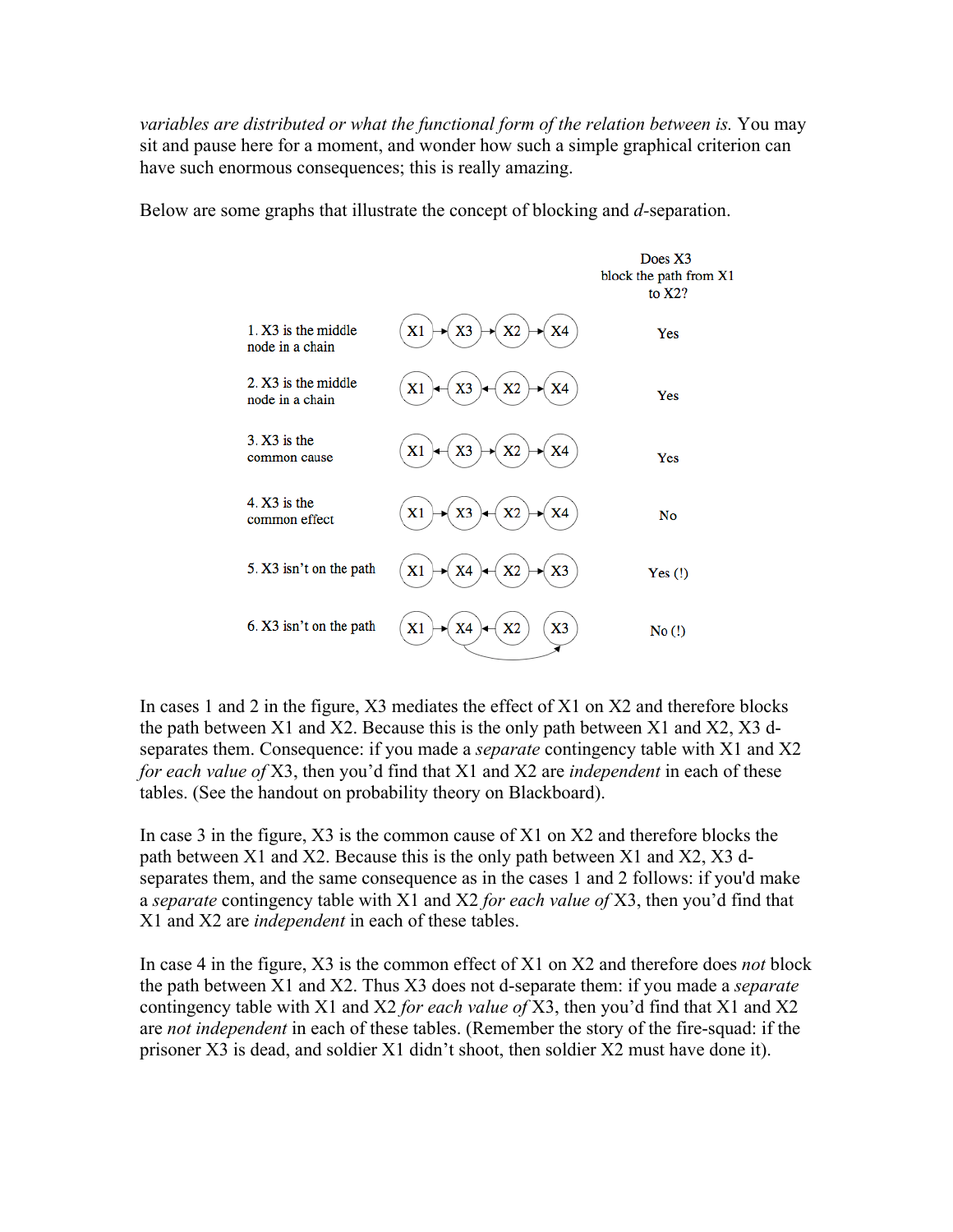*variables are distributed or what the functional form of the relation between is.* You may sit and pause here for a moment, and wonder how such a simple graphical criterion can have such enormous consequences; this is really amazing.

Below are some graphs that illustrate the concept of blocking and *d*-separation.

| | Graph | Does X3 block the path from X1 to X2? |
|---|---|---|
| 1. X3 is the middle node in a chain | X1 → X3 → X2 → X4 | Yes |
| 2. X3 is the middle node in a chain | X1 ← X3 ← X2 → X4 | Yes |
| 3. X3 is the common cause | X1 ← X3 → X2 → X4 | Yes |
| 4. X3 is the common effect | X1 → X3 ← X2 → X4 | No |
| 5. X3 isn't on the path | X1 → X4 ← X2 → X3 | Yes (!) |
| 6. X3 isn't on the path | X1 → X4 ← X2   X3 (X4 → X3) | No (!) |

In cases 1 and 2 in the figure, X3 mediates the effect of X1 on X2 and therefore blocks the path between X1 and X2. Because this is the only path between X1 and X2, X3 d-separates them. Consequence: if you made a *separate* contingency table with X1 and X2 *for each value of* X3, then you'd find that X1 and X2 are *independent* in each of these tables. (See the handout on probability theory on Blackboard).

In case 3 in the figure, X3 is the common cause of X1 on X2 and therefore blocks the path between X1 and X2. Because this is the only path between X1 and X2, X3 d-separates them, and the same consequence as in the cases 1 and 2 follows: if you'd make a *separate* contingency table with X1 and X2 *for each value of* X3, then you'd find that X1 and X2 are *independent* in each of these tables.

In case 4 in the figure, X3 is the common effect of X1 on X2 and therefore does *not* block the path between X1 and X2. Thus X3 does not d-separate them: if you made a *separate* contingency table with X1 and X2 *for each value of* X3, then you'd find that X1 and X2 are *not independent* in each of these tables. (Remember the story of the fire-squad: if the prisoner X3 is dead, and soldier X1 didn't shoot, then soldier X2 must have done it).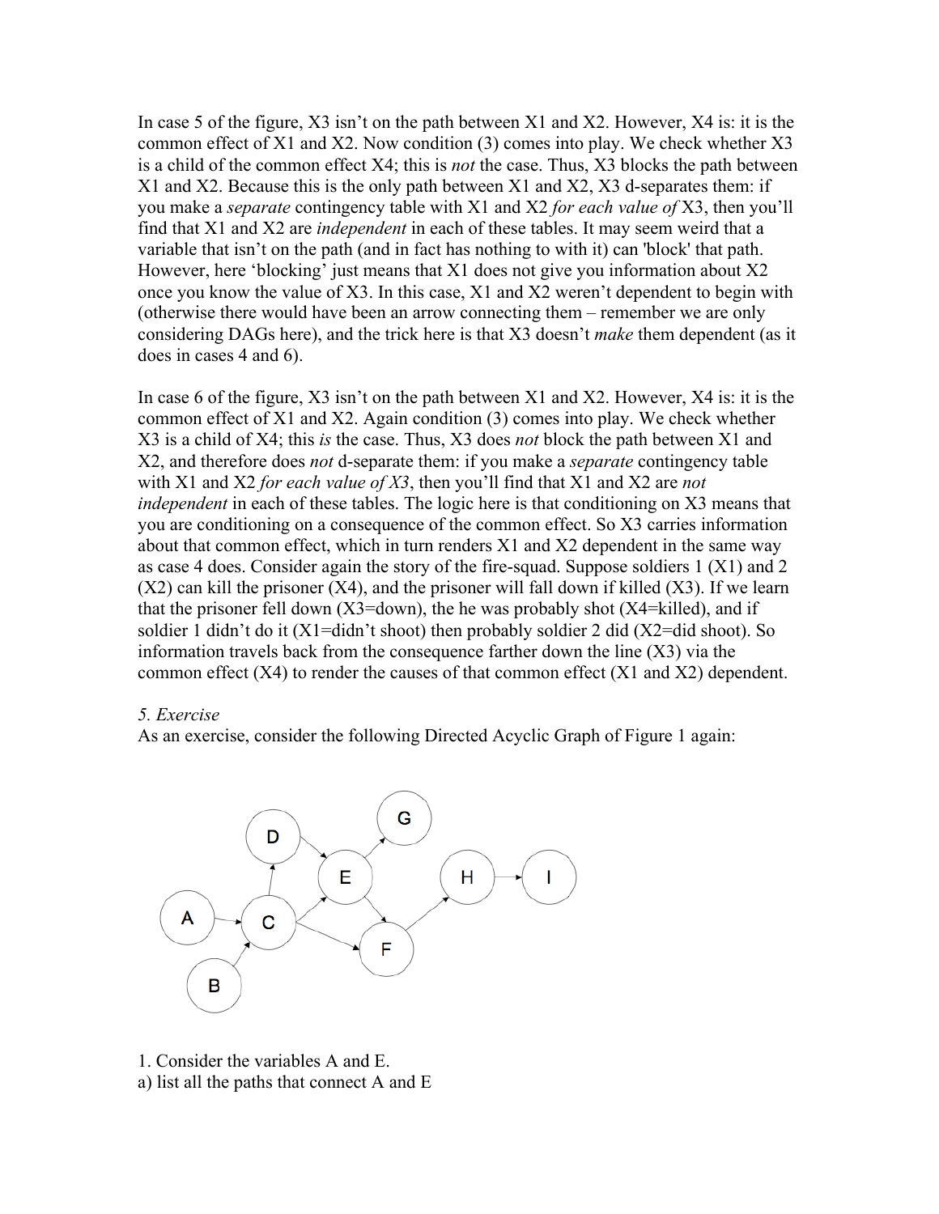In case 5 of the figure, X3 isn't on the path between X1 and X2. However, X4 is: it is the common effect of X1 and X2. Now condition (3) comes into play. We check whether X3 is a child of the common effect X4; this is *not* the case. Thus, X3 blocks the path between X1 and X2. Because this is the only path between X1 and X2, X3 d-separates them: if you make a *separate* contingency table with X1 and X2 *for each value of* X3, then you'll find that X1 and X2 are *independent* in each of these tables. It may seem weird that a variable that isn't on the path (and in fact has nothing to with it) can 'block' that path. However, here 'blocking' just means that X1 does not give you information about X2 once you know the value of X3. In this case, X1 and X2 weren't dependent to begin with (otherwise there would have been an arrow connecting them – remember we are only considering DAGs here), and the trick here is that X3 doesn't *make* them dependent (as it does in cases 4 and 6).

In case 6 of the figure, X3 isn't on the path between X1 and X2. However, X4 is: it is the common effect of X1 and X2. Again condition (3) comes into play. We check whether X3 is a child of X4; this *is* the case. Thus, X3 does *not* block the path between X1 and X2, and therefore does *not* d-separate them: if you make a *separate* contingency table with X1 and X2 *for each value of X3*, then you'll find that X1 and X2 are *not independent* in each of these tables. The logic here is that conditioning on X3 means that you are conditioning on a consequence of the common effect. So X3 carries information about that common effect, which in turn renders X1 and X2 dependent in the same way as case 4 does. Consider again the story of the fire-squad. Suppose soldiers 1 (X1) and 2 (X2) can kill the prisoner (X4), and the prisoner will fall down if killed (X3). If we learn that the prisoner fell down (X3=down), the he was probably shot (X4=killed), and if soldier 1 didn't do it (X1=didn't shoot) then probably soldier 2 did (X2=did shoot). So information travels back from the consequence farther down the line (X3) via the common effect (X4) to render the causes of that common effect (X1 and X2) dependent.

*5. Exercise*

As an exercise, consider the following Directed Acyclic Graph of Figure 1 again:

1. Consider the variables A and E.

a) list all the paths that connect A and E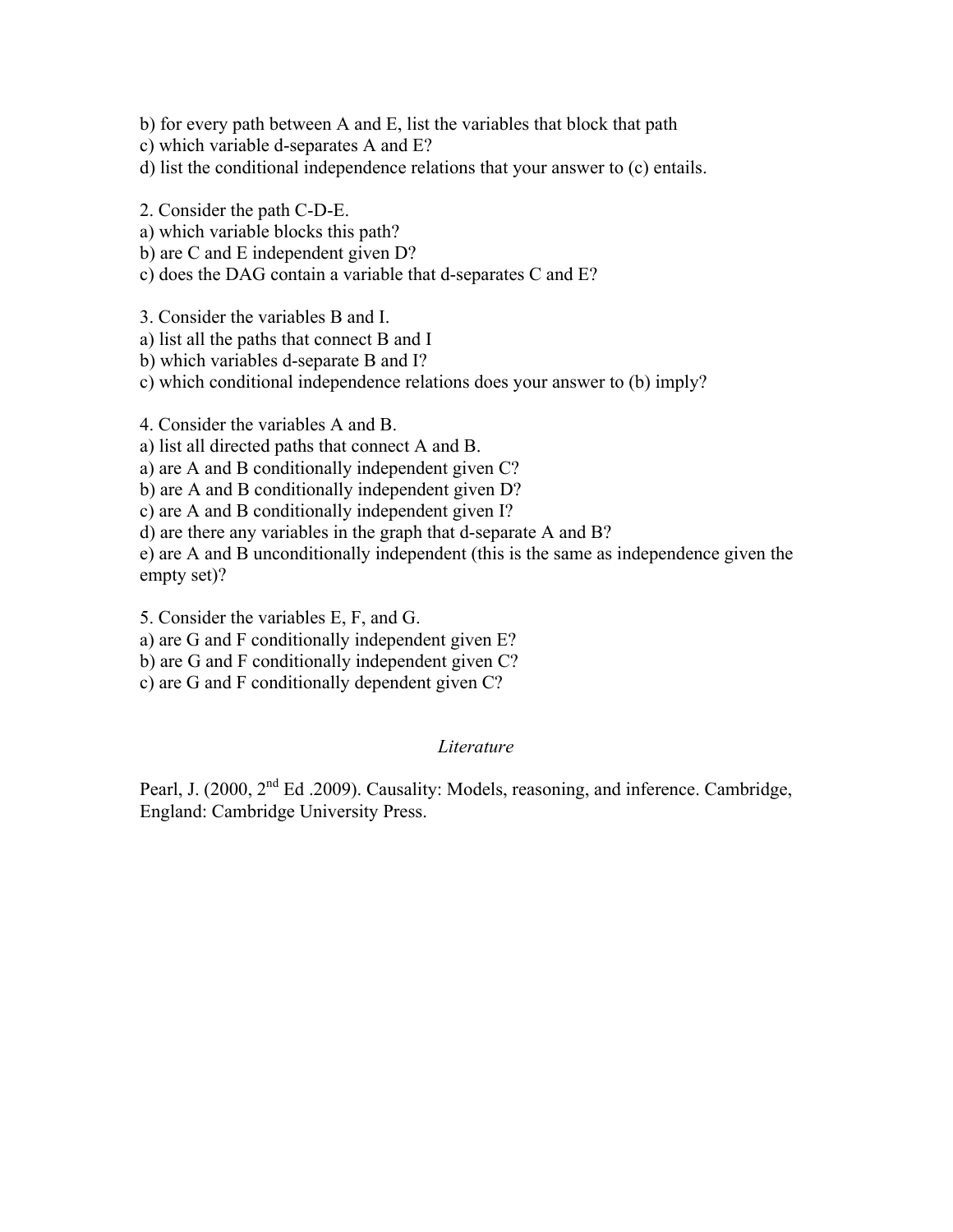b) for every path between A and E, list the variables that block that path
c) which variable d-separates A and E?
d) list the conditional independence relations that your answer to (c) entails.

2. Consider the path C-D-E.
a) which variable blocks this path?
b) are C and E independent given D?
c) does the DAG contain a variable that d-separates C and E?

3. Consider the variables B and I.
a) list all the paths that connect B and I
b) which variables d-separate B and I?
c) which conditional independence relations does your answer to (b) imply?

4. Consider the variables A and B.
a) list all directed paths that connect A and B.
a) are A and B conditionally independent given C?
b) are A and B conditionally independent given D?
c) are A and B conditionally independent given I?
d) are there any variables in the graph that d-separate A and B?
e) are A and B unconditionally independent (this is the same as independence given the empty set)?

5. Consider the variables E, F, and G.
a) are G and F conditionally independent given E?
b) are G and F conditionally independent given C?
c) are G and F conditionally dependent given C?

## *Literature*

Pearl, J. (2000, 2nd Ed .2009). Causality: Models, reasoning, and inference. Cambridge, England: Cambridge University Press.